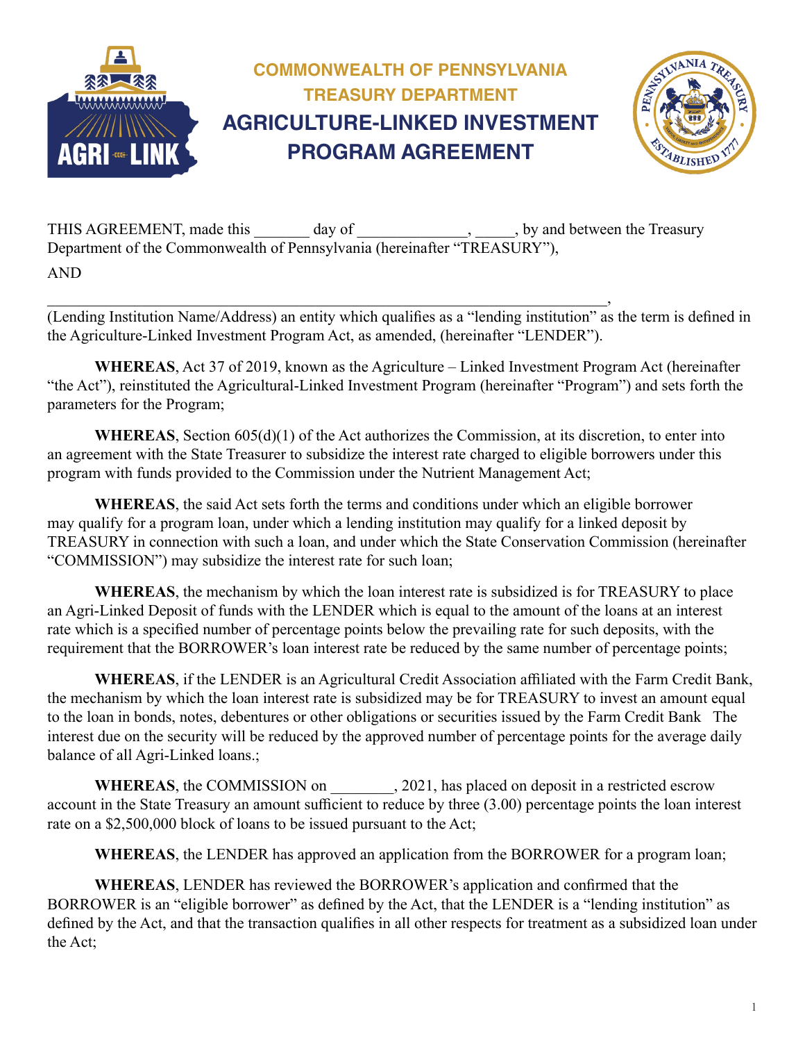# COMMONWEALTH OF PENNSYLVANIA
## TREASURY DEPARTMENT
# AGRICULTURE-LINKED INVESTMENT PROGRAM AGREEMENT

THIS AGREEMENT, made this _______ day of _____________, _____, by and between the Treasury Department of the Commonwealth of Pennsylvania (hereinafter "TREASURY"),

AND

_______________________________________________________________________,
(Lending Institution Name/Address) an entity which qualifies as a "lending institution" as the term is defined in the Agriculture-Linked Investment Program Act, as amended, (hereinafter "LENDER").

**WHEREAS**, Act 37 of 2019, known as the Agriculture – Linked Investment Program Act (hereinafter "the Act"), reinstituted the Agricultural-Linked Investment Program (hereinafter "Program") and sets forth the parameters for the Program;

**WHEREAS**, Section 605(d)(1) of the Act authorizes the Commission, at its discretion, to enter into an agreement with the State Treasurer to subsidize the interest rate charged to eligible borrowers under this program with funds provided to the Commission under the Nutrient Management Act;

**WHEREAS**, the said Act sets forth the terms and conditions under which an eligible borrower may qualify for a program loan, under which a lending institution may qualify for a linked deposit by TREASURY in connection with such a loan, and under which the State Conservation Commission (hereinafter "COMMISSION") may subsidize the interest rate for such loan;

**WHEREAS**, the mechanism by which the loan interest rate is subsidized is for TREASURY to place an Agri-Linked Deposit of funds with the LENDER which is equal to the amount of the loans at an interest rate which is a specified number of percentage points below the prevailing rate for such deposits, with the requirement that the BORROWER's loan interest rate be reduced by the same number of percentage points;

**WHEREAS**, if the LENDER is an Agricultural Credit Association affiliated with the Farm Credit Bank, the mechanism by which the loan interest rate is subsidized may be for TREASURY to invest an amount equal to the loan in bonds, notes, debentures or other obligations or securities issued by the Farm Credit Bank The interest due on the security will be reduced by the approved number of percentage points for the average daily balance of all Agri-Linked loans.;

**WHEREAS**, the COMMISSION on ________, 2021, has placed on deposit in a restricted escrow account in the State Treasury an amount sufficient to reduce by three (3.00) percentage points the loan interest rate on a $2,500,000 block of loans to be issued pursuant to the Act;

**WHEREAS**, the LENDER has approved an application from the BORROWER for a program loan;

**WHEREAS**, LENDER has reviewed the BORROWER's application and confirmed that the BORROWER is an "eligible borrower" as defined by the Act, that the LENDER is a "lending institution" as defined by the Act, and that the transaction qualifies in all other respects for treatment as a subsidized loan under the Act;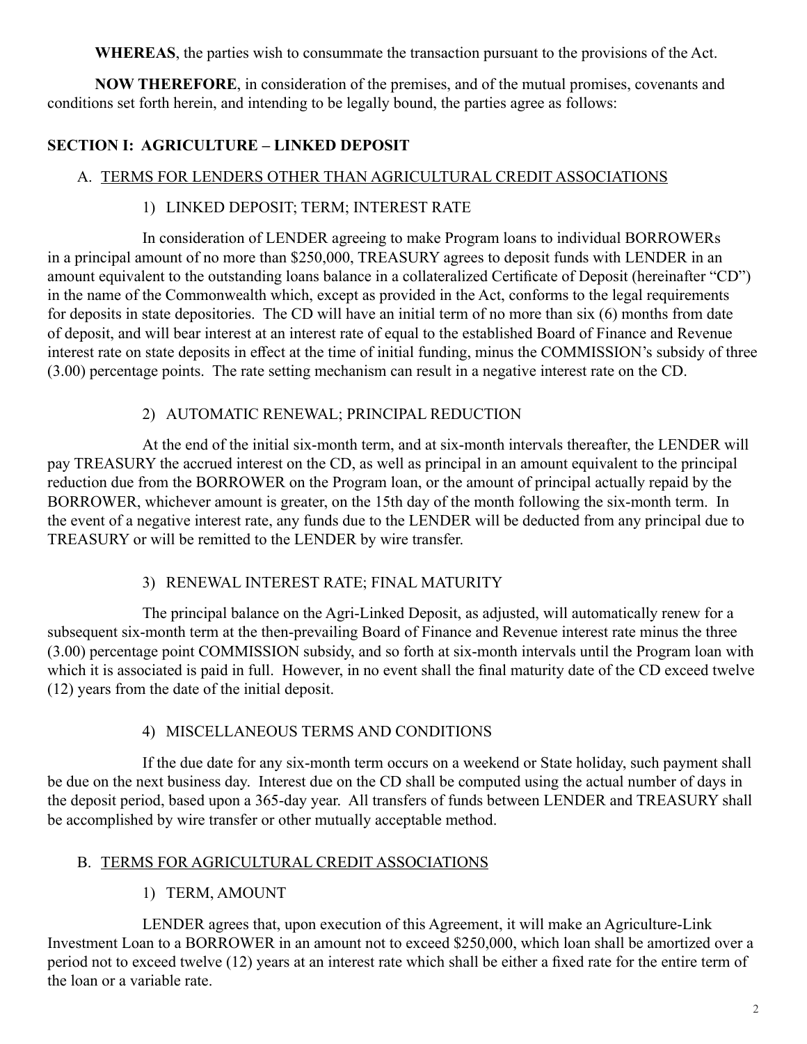**WHEREAS**, the parties wish to consummate the transaction pursuant to the provisions of the Act.

**NOW THEREFORE**, in consideration of the premises, and of the mutual promises, covenants and conditions set forth herein, and intending to be legally bound, the parties agree as follows:

## SECTION I: AGRICULTURE – LINKED DEPOSIT

### A. TERMS FOR LENDERS OTHER THAN AGRICULTURAL CREDIT ASSOCIATIONS

#### 1) LINKED DEPOSIT; TERM; INTEREST RATE

In consideration of LENDER agreeing to make Program loans to individual BORROWERs in a principal amount of no more than $250,000, TREASURY agrees to deposit funds with LENDER in an amount equivalent to the outstanding loans balance in a collateralized Certificate of Deposit (hereinafter "CD") in the name of the Commonwealth which, except as provided in the Act, conforms to the legal requirements for deposits in state depositories. The CD will have an initial term of no more than six (6) months from date of deposit, and will bear interest at an interest rate of equal to the established Board of Finance and Revenue interest rate on state deposits in effect at the time of initial funding, minus the COMMISSION's subsidy of three (3.00) percentage points. The rate setting mechanism can result in a negative interest rate on the CD.

#### 2) AUTOMATIC RENEWAL; PRINCIPAL REDUCTION

At the end of the initial six-month term, and at six-month intervals thereafter, the LENDER will pay TREASURY the accrued interest on the CD, as well as principal in an amount equivalent to the principal reduction due from the BORROWER on the Program loan, or the amount of principal actually repaid by the BORROWER, whichever amount is greater, on the 15th day of the month following the six-month term. In the event of a negative interest rate, any funds due to the LENDER will be deducted from any principal due to TREASURY or will be remitted to the LENDER by wire transfer.

#### 3) RENEWAL INTEREST RATE; FINAL MATURITY

The principal balance on the Agri-Linked Deposit, as adjusted, will automatically renew for a subsequent six-month term at the then-prevailing Board of Finance and Revenue interest rate minus the three (3.00) percentage point COMMISSION subsidy, and so forth at six-month intervals until the Program loan with which it is associated is paid in full. However, in no event shall the final maturity date of the CD exceed twelve (12) years from the date of the initial deposit.

#### 4) MISCELLANEOUS TERMS AND CONDITIONS

If the due date for any six-month term occurs on a weekend or State holiday, such payment shall be due on the next business day. Interest due on the CD shall be computed using the actual number of days in the deposit period, based upon a 365-day year. All transfers of funds between LENDER and TREASURY shall be accomplished by wire transfer or other mutually acceptable method.

### B. TERMS FOR AGRICULTURAL CREDIT ASSOCIATIONS

#### 1) TERM, AMOUNT

LENDER agrees that, upon execution of this Agreement, it will make an Agriculture-Link Investment Loan to a BORROWER in an amount not to exceed $250,000, which loan shall be amortized over a period not to exceed twelve (12) years at an interest rate which shall be either a fixed rate for the entire term of the loan or a variable rate.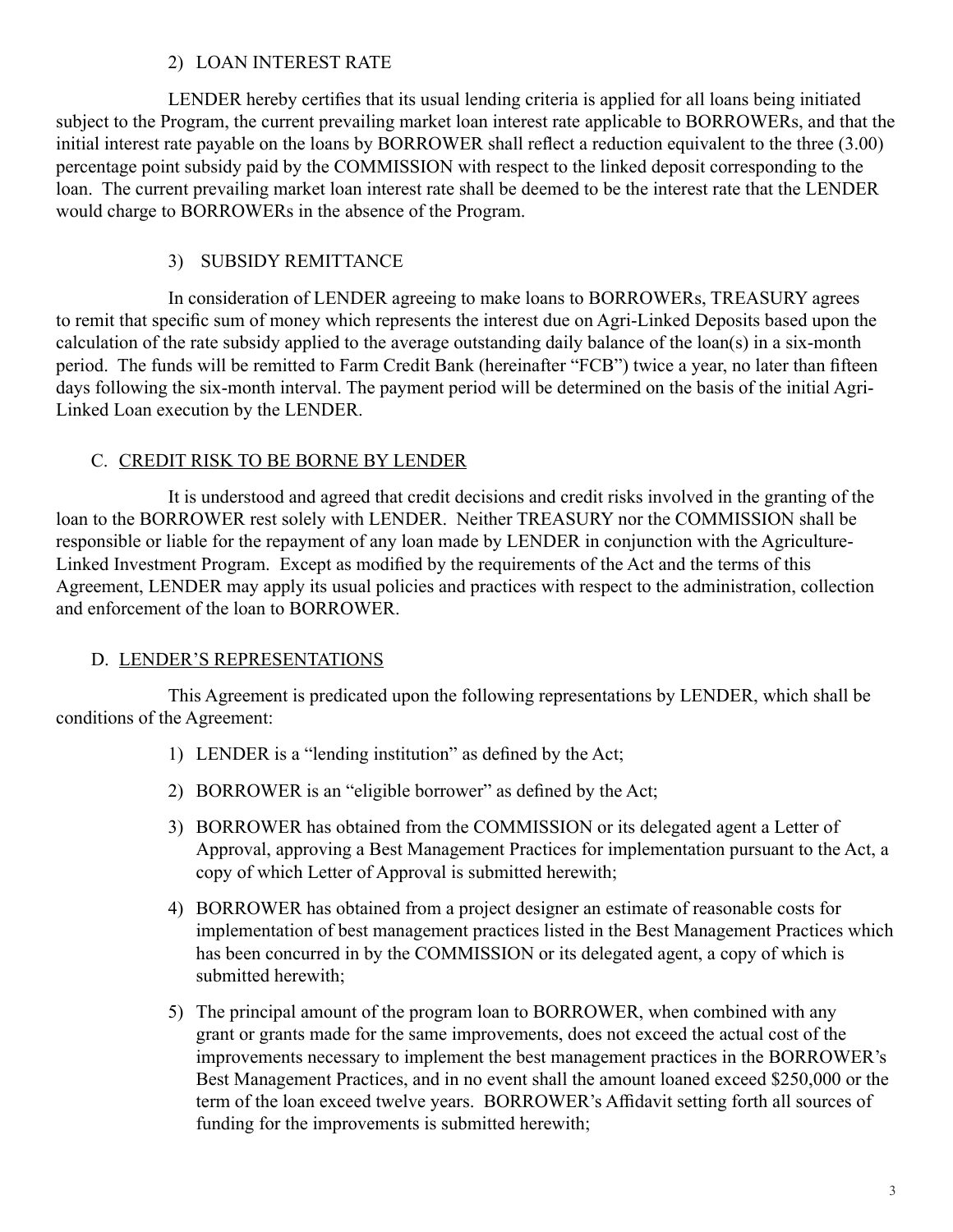2) LOAN INTEREST RATE

LENDER hereby certifies that its usual lending criteria is applied for all loans being initiated subject to the Program, the current prevailing market loan interest rate applicable to BORROWERs, and that the initial interest rate payable on the loans by BORROWER shall reflect a reduction equivalent to the three (3.00) percentage point subsidy paid by the COMMISSION with respect to the linked deposit corresponding to the loan. The current prevailing market loan interest rate shall be deemed to be the interest rate that the LENDER would charge to BORROWERs in the absence of the Program.

3) SUBSIDY REMITTANCE

In consideration of LENDER agreeing to make loans to BORROWERs, TREASURY agrees to remit that specific sum of money which represents the interest due on Agri-Linked Deposits based upon the calculation of the rate subsidy applied to the average outstanding daily balance of the loan(s) in a six-month period. The funds will be remitted to Farm Credit Bank (hereinafter "FCB") twice a year, no later than fifteen days following the six-month interval. The payment period will be determined on the basis of the initial Agri-Linked Loan execution by the LENDER.

C. CREDIT RISK TO BE BORNE BY LENDER

It is understood and agreed that credit decisions and credit risks involved in the granting of the loan to the BORROWER rest solely with LENDER. Neither TREASURY nor the COMMISSION shall be responsible or liable for the repayment of any loan made by LENDER in conjunction with the Agriculture-Linked Investment Program. Except as modified by the requirements of the Act and the terms of this Agreement, LENDER may apply its usual policies and practices with respect to the administration, collection and enforcement of the loan to BORROWER.

D. LENDER'S REPRESENTATIONS

This Agreement is predicated upon the following representations by LENDER, which shall be conditions of the Agreement:

1) LENDER is a "lending institution" as defined by the Act;

2) BORROWER is an "eligible borrower" as defined by the Act;

3) BORROWER has obtained from the COMMISSION or its delegated agent a Letter of Approval, approving a Best Management Practices for implementation pursuant to the Act, a copy of which Letter of Approval is submitted herewith;

4) BORROWER has obtained from a project designer an estimate of reasonable costs for implementation of best management practices listed in the Best Management Practices which has been concurred in by the COMMISSION or its delegated agent, a copy of which is submitted herewith;

5) The principal amount of the program loan to BORROWER, when combined with any grant or grants made for the same improvements, does not exceed the actual cost of the improvements necessary to implement the best management practices in the BORROWER's Best Management Practices, and in no event shall the amount loaned exceed $250,000 or the term of the loan exceed twelve years. BORROWER's Affidavit setting forth all sources of funding for the improvements is submitted herewith;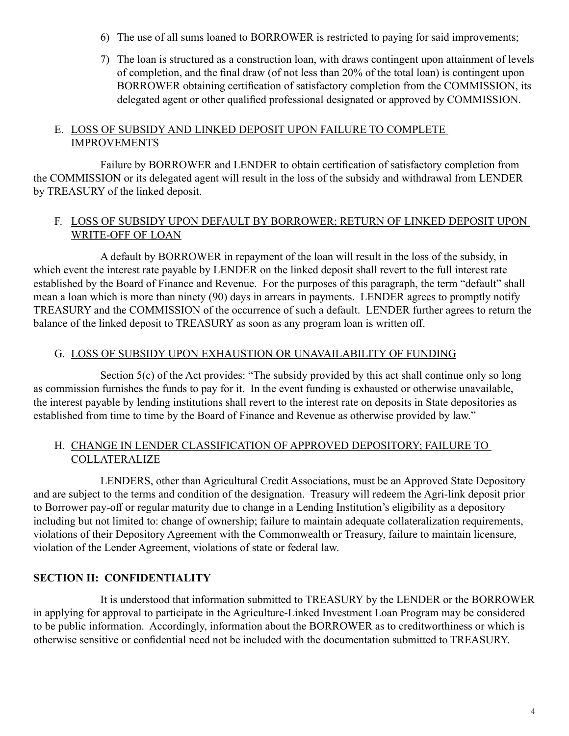6) The use of all sums loaned to BORROWER is restricted to paying for said improvements;
7) The loan is structured as a construction loan, with draws contingent upon attainment of levels of completion, and the final draw (of not less than 20% of the total loan) is contingent upon BORROWER obtaining certification of satisfactory completion from the COMMISSION, its delegated agent or other qualified professional designated or approved by COMMISSION.

E. <u>LOSS OF SUBSIDY AND LINKED DEPOSIT UPON FAILURE TO COMPLETE IMPROVEMENTS</u>

Failure by BORROWER and LENDER to obtain certification of satisfactory completion from the COMMISSION or its delegated agent will result in the loss of the subsidy and withdrawal from LENDER by TREASURY of the linked deposit.

F. <u>LOSS OF SUBSIDY UPON DEFAULT BY BORROWER; RETURN OF LINKED DEPOSIT UPON WRITE-OFF OF LOAN</u>

A default by BORROWER in repayment of the loan will result in the loss of the subsidy, in which event the interest rate payable by LENDER on the linked deposit shall revert to the full interest rate established by the Board of Finance and Revenue. For the purposes of this paragraph, the term "default" shall mean a loan which is more than ninety (90) days in arrears in payments. LENDER agrees to promptly notify TREASURY and the COMMISSION of the occurrence of such a default. LENDER further agrees to return the balance of the linked deposit to TREASURY as soon as any program loan is written off.

G. <u>LOSS OF SUBSIDY UPON EXHAUSTION OR UNAVAILABILITY OF FUNDING</u>

Section 5(c) of the Act provides: "The subsidy provided by this act shall continue only so long as commission furnishes the funds to pay for it. In the event funding is exhausted or otherwise unavailable, the interest payable by lending institutions shall revert to the interest rate on deposits in State depositories as established from time to time by the Board of Finance and Revenue as otherwise provided by law."

H. <u>CHANGE IN LENDER CLASSIFICATION OF APPROVED DEPOSITORY; FAILURE TO COLLATERALIZE</u>

LENDERS, other than Agricultural Credit Associations, must be an Approved State Depository and are subject to the terms and condition of the designation. Treasury will redeem the Agri-link deposit prior to Borrower pay-off or regular maturity due to change in a Lending Institution's eligibility as a depository including but not limited to: change of ownership; failure to maintain adequate collateralization requirements, violations of their Depository Agreement with the Commonwealth or Treasury, failure to maintain licensure, violation of the Lender Agreement, violations of state or federal law.

## SECTION II: CONFIDENTIALITY

It is understood that information submitted to TREASURY by the LENDER or the BORROWER in applying for approval to participate in the Agriculture-Linked Investment Loan Program may be considered to be public information. Accordingly, information about the BORROWER as to creditworthiness or which is otherwise sensitive or confidential need not be included with the documentation submitted to TREASURY.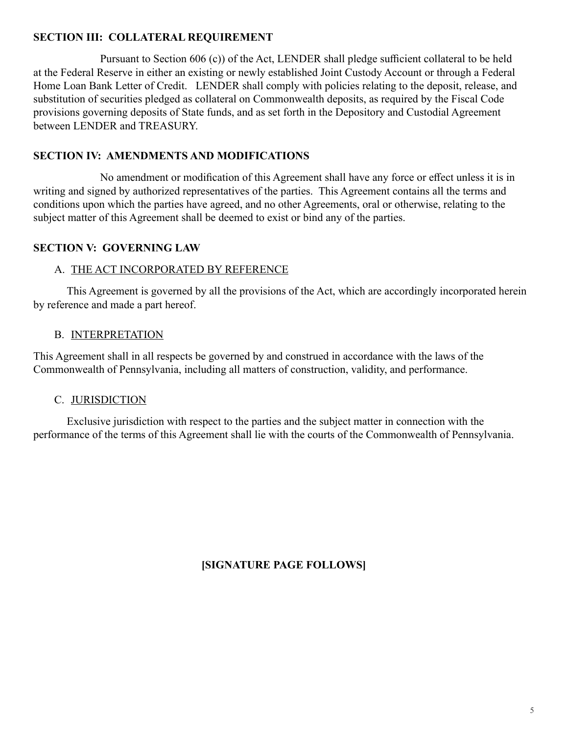**SECTION III: COLLATERAL REQUIREMENT**

Pursuant to Section 606 (c)) of the Act, LENDER shall pledge sufficient collateral to be held at the Federal Reserve in either an existing or newly established Joint Custody Account or through a Federal Home Loan Bank Letter of Credit. LENDER shall comply with policies relating to the deposit, release, and substitution of securities pledged as collateral on Commonwealth deposits, as required by the Fiscal Code provisions governing deposits of State funds, and as set forth in the Depository and Custodial Agreement between LENDER and TREASURY.

**SECTION IV: AMENDMENTS AND MODIFICATIONS**

No amendment or modification of this Agreement shall have any force or effect unless it is in writing and signed by authorized representatives of the parties. This Agreement contains all the terms and conditions upon which the parties have agreed, and no other Agreements, oral or otherwise, relating to the subject matter of this Agreement shall be deemed to exist or bind any of the parties.

**SECTION V: GOVERNING LAW**

A. <u>THE ACT INCORPORATED BY REFERENCE</u>

This Agreement is governed by all the provisions of the Act, which are accordingly incorporated herein by reference and made a part hereof.

B. <u>INTERPRETATION</u>

This Agreement shall in all respects be governed by and construed in accordance with the laws of the Commonwealth of Pennsylvania, including all matters of construction, validity, and performance.

C. <u>JURISDICTION</u>

Exclusive jurisdiction with respect to the parties and the subject matter in connection with the performance of the terms of this Agreement shall lie with the courts of the Commonwealth of Pennsylvania.

**[SIGNATURE PAGE FOLLOWS]**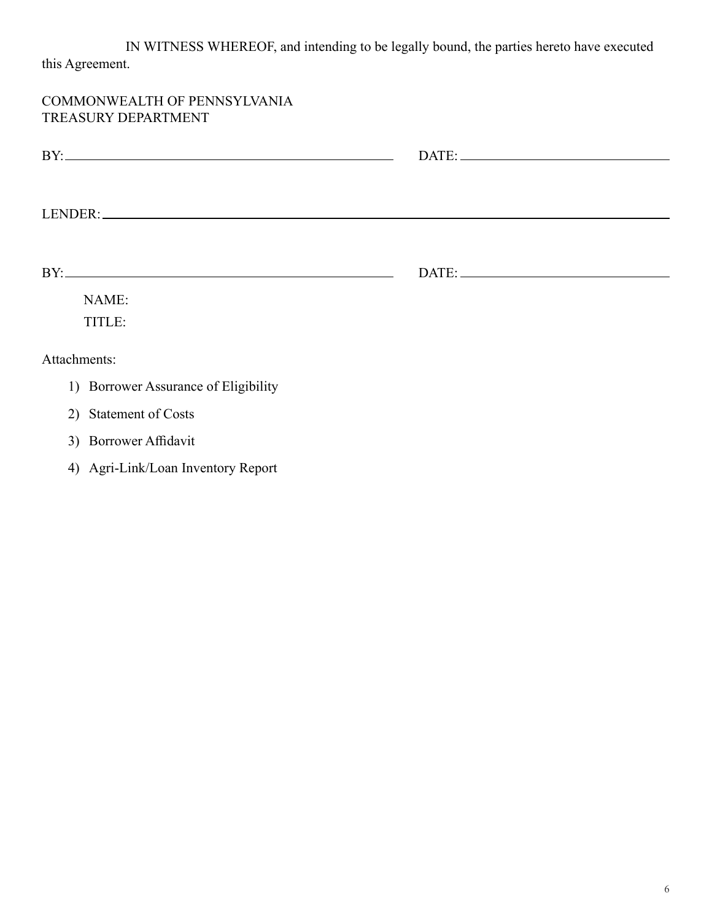IN WITNESS WHEREOF, and intending to be legally bound, the parties hereto have executed this Agreement.

COMMONWEALTH OF PENNSYLVANIA
TREASURY DEPARTMENT

BY:_______________________________________ DATE:_______________________

LENDER:_____________________________________________________________

BY:_______________________________________ DATE:_______________________

NAME:

TITLE:

Attachments:

1) Borrower Assurance of Eligibility
2) Statement of Costs
3) Borrower Affidavit
4) Agri-Link/Loan Inventory Report